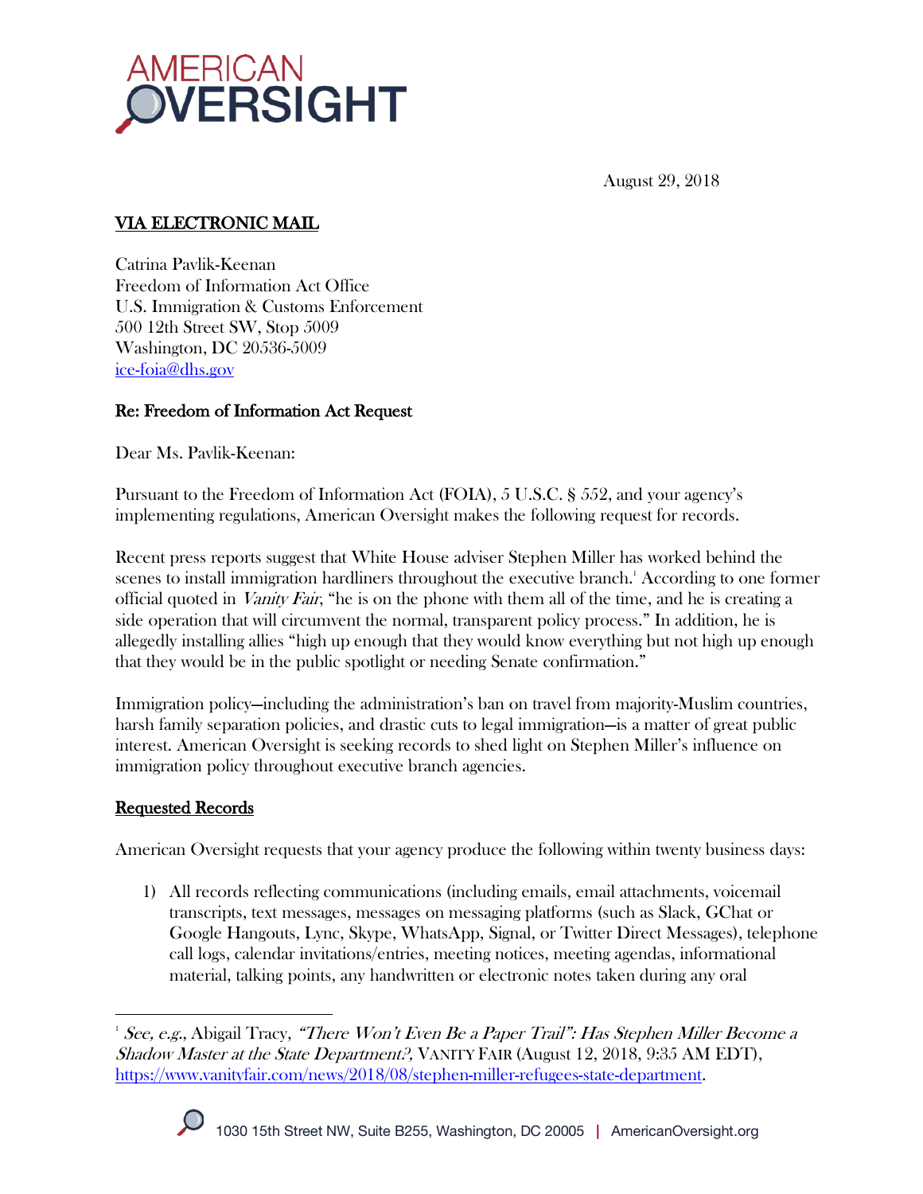August 29, 2018

**VIA ELECTRONIC MAIL**

Catrina Pavlik-Keenan
Freedom of Information Act Office
U.S. Immigration & Customs Enforcement
500 12th Street SW, Stop 5009
Washington, DC 20536-5009
ice-foia@dhs.gov

**Re: Freedom of Information Act Request**

Dear Ms. Pavlik-Keenan:

Pursuant to the Freedom of Information Act (FOIA), 5 U.S.C. § 552, and your agency's implementing regulations, American Oversight makes the following request for records.

Recent press reports suggest that White House adviser Stephen Miller has worked behind the scenes to install immigration hardliners throughout the executive branch.[1] According to one former official quoted in *Vanity Fair*, "he is on the phone with them all of the time, and he is creating a side operation that will circumvent the normal, transparent policy process." In addition, he is allegedly installing allies "high up enough that they would know everything but not high up enough that they would be in the public spotlight or needing Senate confirmation."

Immigration policy—including the administration's ban on travel from majority-Muslim countries, harsh family separation policies, and drastic cuts to legal immigration—is a matter of great public interest. American Oversight is seeking records to shed light on Stephen Miller's influence on immigration policy throughout executive branch agencies.

**Requested Records**

American Oversight requests that your agency produce the following within twenty business days:

1) All records reflecting communications (including emails, email attachments, voicemail transcripts, text messages, messages on messaging platforms (such as Slack, GChat or Google Hangouts, Lync, Skype, WhatsApp, Signal, or Twitter Direct Messages), telephone call logs, calendar invitations/entries, meeting notices, meeting agendas, informational material, talking points, any handwritten or electronic notes taken during any oral

---

[1] *See, e.g.*, Abigail Tracy, *"There Won't Even Be a Paper Trail": Has Stephen Miller Become a Shadow Master at the State Department?*, VANITY FAIR (August 12, 2018, 9:35 AM EDT), https://www.vanityfair.com/news/2018/08/stephen-miller-refugees-state-department.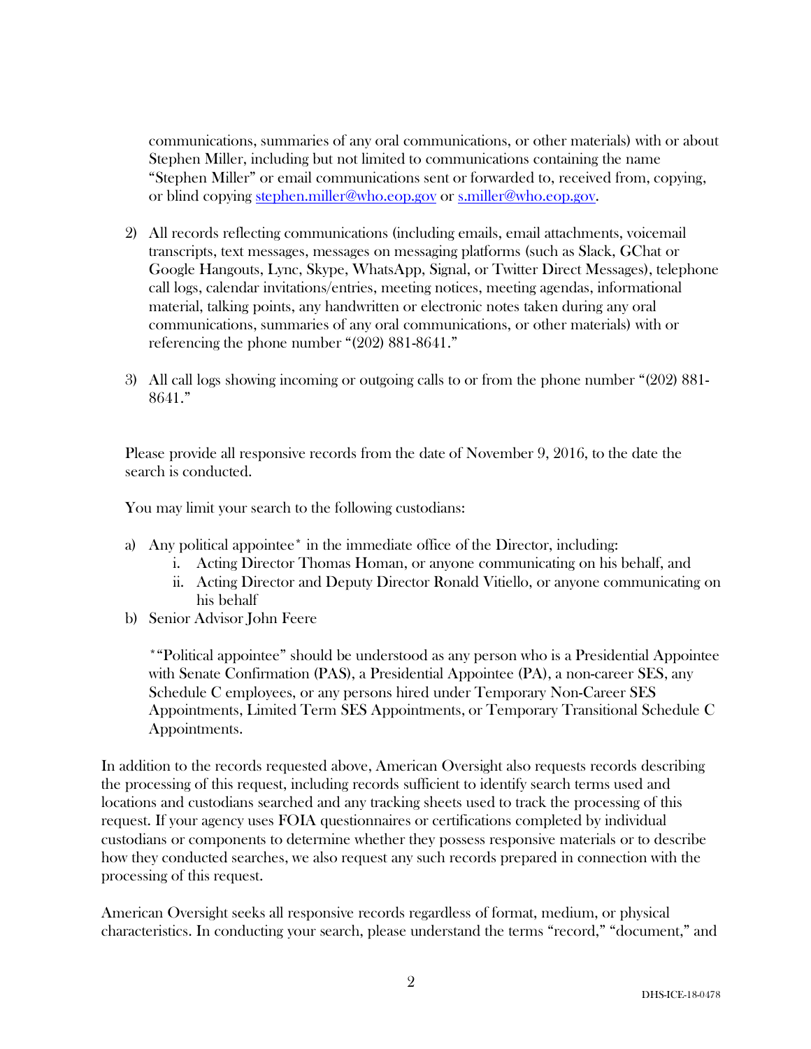communications, summaries of any oral communications, or other materials) with or about Stephen Miller, including but not limited to communications containing the name "Stephen Miller" or email communications sent or forwarded to, received from, copying, or blind copying stephen.miller@who.eop.gov or s.miller@who.eop.gov.

2) All records reflecting communications (including emails, email attachments, voicemail transcripts, text messages, messages on messaging platforms (such as Slack, GChat or Google Hangouts, Lync, Skype, WhatsApp, Signal, or Twitter Direct Messages), telephone call logs, calendar invitations/entries, meeting notices, meeting agendas, informational material, talking points, any handwritten or electronic notes taken during any oral communications, summaries of any oral communications, or other materials) with or referencing the phone number "(202) 881-8641."

3) All call logs showing incoming or outgoing calls to or from the phone number "(202) 881-8641."

Please provide all responsive records from the date of November 9, 2016, to the date the search is conducted.

You may limit your search to the following custodians:

a) Any political appointee* in the immediate office of the Director, including:
   i. Acting Director Thomas Homan, or anyone communicating on his behalf, and
   ii. Acting Director and Deputy Director Ronald Vitiello, or anyone communicating on his behalf
b) Senior Advisor John Feere

*"Political appointee" should be understood as any person who is a Presidential Appointee with Senate Confirmation (PAS), a Presidential Appointee (PA), a non-career SES, any Schedule C employees, or any persons hired under Temporary Non-Career SES Appointments, Limited Term SES Appointments, or Temporary Transitional Schedule C Appointments.

In addition to the records requested above, American Oversight also requests records describing the processing of this request, including records sufficient to identify search terms used and locations and custodians searched and any tracking sheets used to track the processing of this request. If your agency uses FOIA questionnaires or certifications completed by individual custodians or components to determine whether they possess responsive materials or to describe how they conducted searches, we also request any such records prepared in connection with the processing of this request.

American Oversight seeks all responsive records regardless of format, medium, or physical characteristics. In conducting your search, please understand the terms "record," "document," and

DHS-ICE-18-0478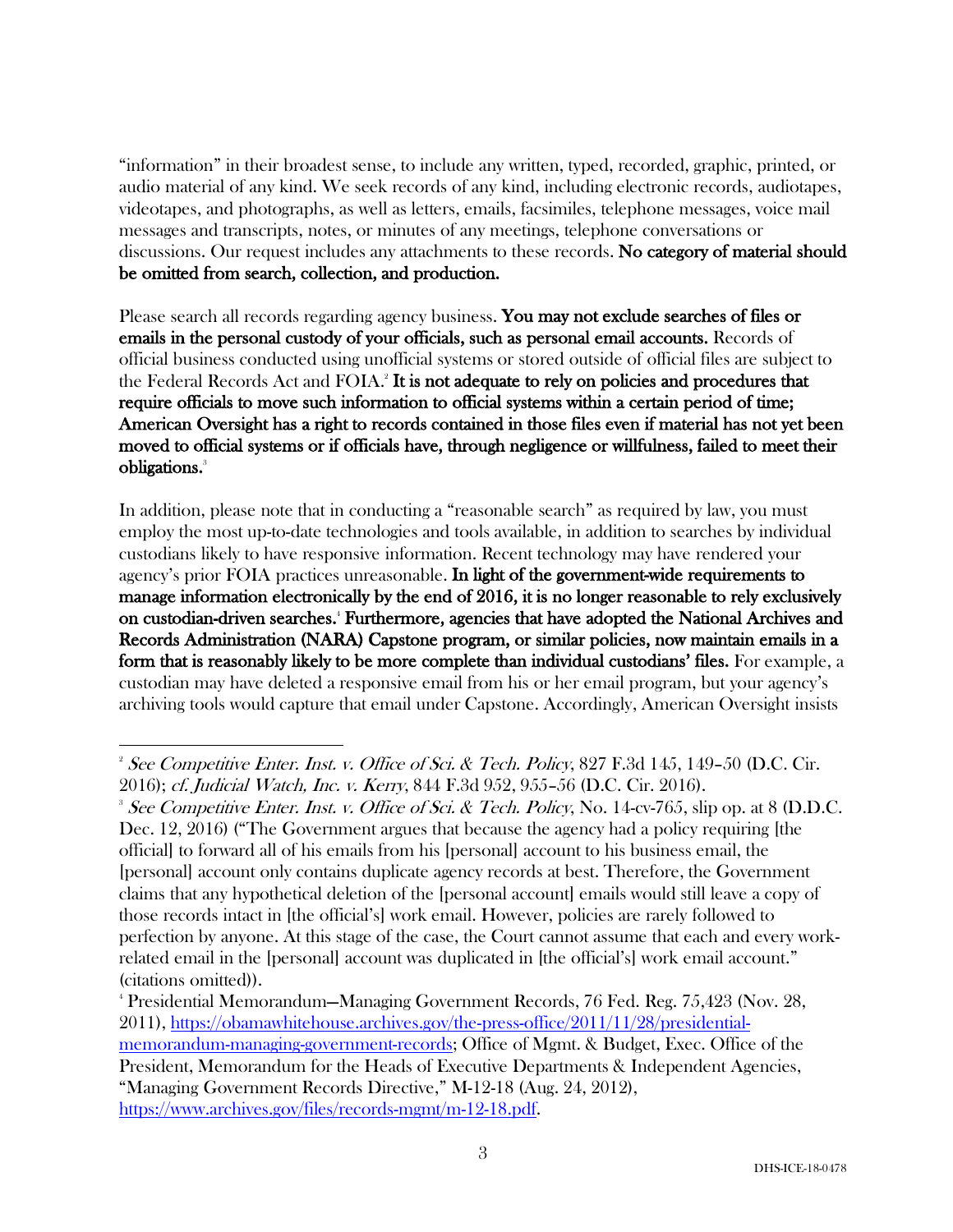"information" in their broadest sense, to include any written, typed, recorded, graphic, printed, or audio material of any kind. We seek records of any kind, including electronic records, audiotapes, videotapes, and photographs, as well as letters, emails, facsimiles, telephone messages, voice mail messages and transcripts, notes, or minutes of any meetings, telephone conversations or discussions. Our request includes any attachments to these records. **No category of material should be omitted from search, collection, and production.**

Please search all records regarding agency business. **You may not exclude searches of files or emails in the personal custody of your officials, such as personal email accounts.** Records of official business conducted using unofficial systems or stored outside of official files are subject to the Federal Records Act and FOIA.[2] **It is not adequate to rely on policies and procedures that require officials to move such information to official systems within a certain period of time; American Oversight has a right to records contained in those files even if material has not yet been moved to official systems or if officials have, through negligence or willfulness, failed to meet their obligations.**[3]

In addition, please note that in conducting a "reasonable search" as required by law, you must employ the most up-to-date technologies and tools available, in addition to searches by individual custodians likely to have responsive information. Recent technology may have rendered your agency's prior FOIA practices unreasonable. **In light of the government-wide requirements to manage information electronically by the end of 2016, it is no longer reasonable to rely exclusively on custodian-driven searches.**[4] **Furthermore, agencies that have adopted the National Archives and Records Administration (NARA) Capstone program, or similar policies, now maintain emails in a form that is reasonably likely to be more complete than individual custodians' files.** For example, a custodian may have deleted a responsive email from his or her email program, but your agency's archiving tools would capture that email under Capstone. Accordingly, American Oversight insists

---

[2] *See Competitive Enter. Inst. v. Office of Sci. & Tech. Policy*, 827 F.3d 145, 149–50 (D.C. Cir. 2016); *cf. Judicial Watch, Inc. v. Kerry*, 844 F.3d 952, 955–56 (D.C. Cir. 2016).

[3] *See Competitive Enter. Inst. v. Office of Sci. & Tech. Policy*, No. 14-cv-765, slip op. at 8 (D.D.C. Dec. 12, 2016) ("The Government argues that because the agency had a policy requiring [the official] to forward all of his emails from his [personal] account to his business email, the [personal] account only contains duplicate agency records at best. Therefore, the Government claims that any hypothetical deletion of the [personal account] emails would still leave a copy of those records intact in [the official's] work email. However, policies are rarely followed to perfection by anyone. At this stage of the case, the Court cannot assume that each and every work-related email in the [personal] account was duplicated in [the official's] work email account." (citations omitted)).

[4] Presidential Memorandum—Managing Government Records, 76 Fed. Reg. 75,423 (Nov. 28, 2011), https://obamawhitehouse.archives.gov/the-press-office/2011/11/28/presidential-memorandum-managing-government-records; Office of Mgmt. & Budget, Exec. Office of the President, Memorandum for the Heads of Executive Departments & Independent Agencies, "Managing Government Records Directive," M-12-18 (Aug. 24, 2012), https://www.archives.gov/files/records-mgmt/m-12-18.pdf.

DHS-ICE-18-0478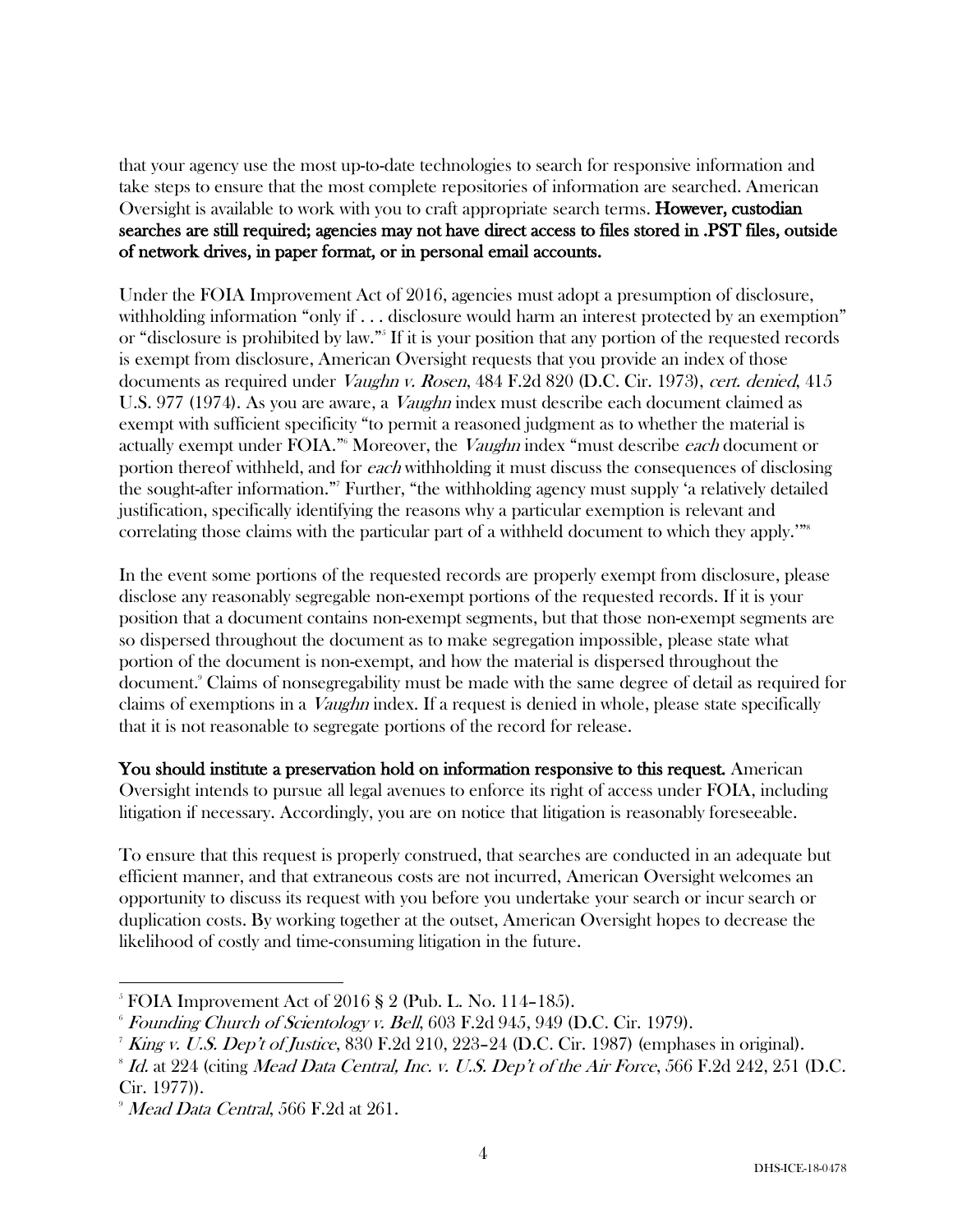that your agency use the most up-to-date technologies to search for responsive information and take steps to ensure that the most complete repositories of information are searched. American Oversight is available to work with you to craft appropriate search terms. **However, custodian searches are still required; agencies may not have direct access to files stored in .PST files, outside of network drives, in paper format, or in personal email accounts.**

Under the FOIA Improvement Act of 2016, agencies must adopt a presumption of disclosure, withholding information "only if . . . disclosure would harm an interest protected by an exemption" or "disclosure is prohibited by law."[5] If it is your position that any portion of the requested records is exempt from disclosure, American Oversight requests that you provide an index of those documents as required under *Vaughn v. Rosen*, 484 F.2d 820 (D.C. Cir. 1973), *cert. denied*, 415 U.S. 977 (1974). As you are aware, a *Vaughn* index must describe each document claimed as exempt with sufficient specificity "to permit a reasoned judgment as to whether the material is actually exempt under FOIA."[6] Moreover, the *Vaughn* index "must describe *each* document or portion thereof withheld, and for *each* withholding it must discuss the consequences of disclosing the sought-after information."[7] Further, "the withholding agency must supply 'a relatively detailed justification, specifically identifying the reasons why a particular exemption is relevant and correlating those claims with the particular part of a withheld document to which they apply.'"[8]

In the event some portions of the requested records are properly exempt from disclosure, please disclose any reasonably segregable non-exempt portions of the requested records. If it is your position that a document contains non-exempt segments, but that those non-exempt segments are so dispersed throughout the document as to make segregation impossible, please state what portion of the document is non-exempt, and how the material is dispersed throughout the document.[9] Claims of nonsegregability must be made with the same degree of detail as required for claims of exemptions in a *Vaughn* index. If a request is denied in whole, please state specifically that it is not reasonable to segregate portions of the record for release.

**You should institute a preservation hold on information responsive to this request.** American Oversight intends to pursue all legal avenues to enforce its right of access under FOIA, including litigation if necessary. Accordingly, you are on notice that litigation is reasonably foreseeable.

To ensure that this request is properly construed, that searches are conducted in an adequate but efficient manner, and that extraneous costs are not incurred, American Oversight welcomes an opportunity to discuss its request with you before you undertake your search or incur search or duplication costs. By working together at the outset, American Oversight hopes to decrease the likelihood of costly and time-consuming litigation in the future.

---

[5] FOIA Improvement Act of 2016 § 2 (Pub. L. No. 114–185).

[6] *Founding Church of Scientology v. Bell*, 603 F.2d 945, 949 (D.C. Cir. 1979).

[7] *King v. U.S. Dep't of Justice*, 830 F.2d 210, 223–24 (D.C. Cir. 1987) (emphases in original).

[8] *Id.* at 224 (citing *Mead Data Central, Inc. v. U.S. Dep't of the Air Force*, 566 F.2d 242, 251 (D.C. Cir. 1977)).

[9] *Mead Data Central*, 566 F.2d at 261.

DHS-ICE-18-0478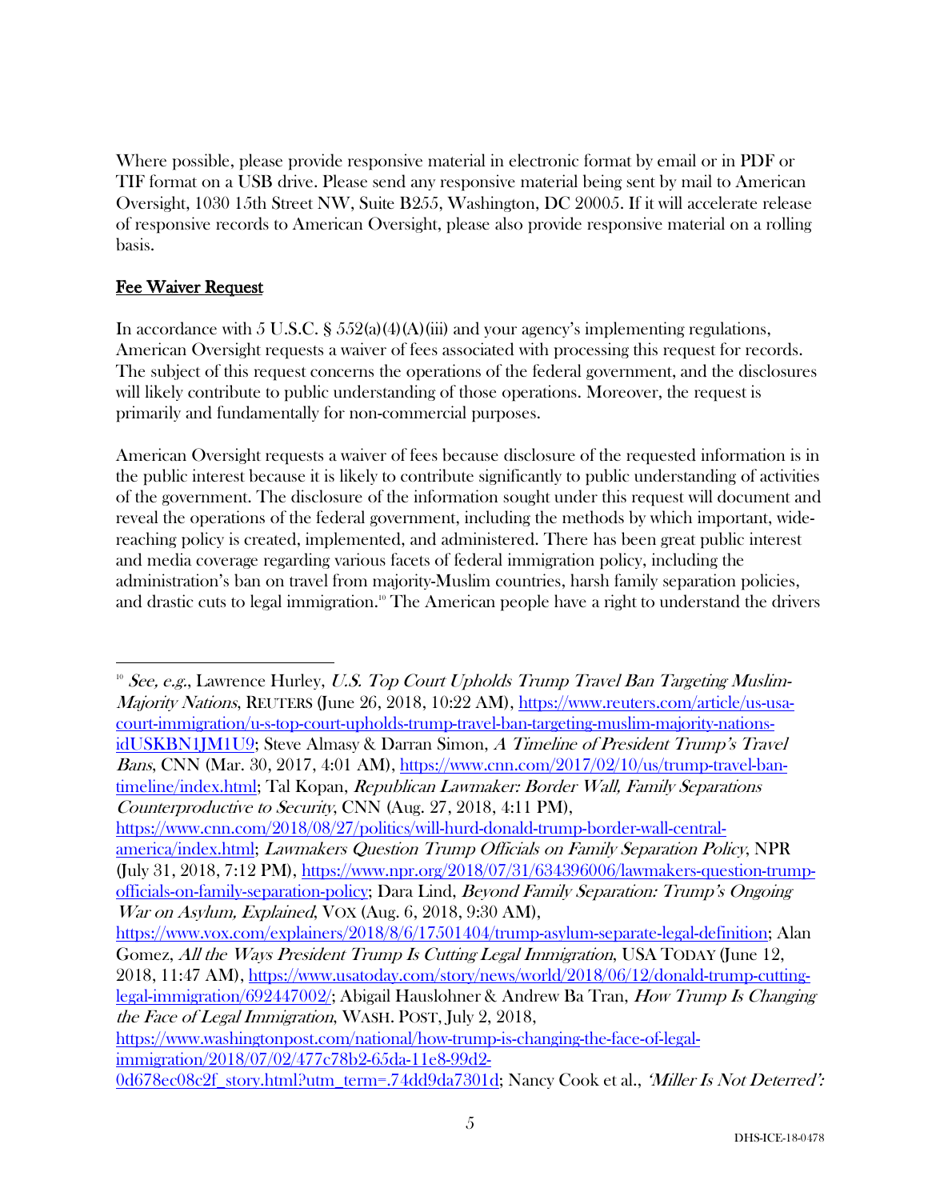Where possible, please provide responsive material in electronic format by email or in PDF or TIF format on a USB drive. Please send any responsive material being sent by mail to American Oversight, 1030 15th Street NW, Suite B255, Washington, DC 20005. If it will accelerate release of responsive records to American Oversight, please also provide responsive material on a rolling basis.

## Fee Waiver Request

In accordance with 5 U.S.C. § 552(a)(4)(A)(iii) and your agency's implementing regulations, American Oversight requests a waiver of fees associated with processing this request for records. The subject of this request concerns the operations of the federal government, and the disclosures will likely contribute to public understanding of those operations. Moreover, the request is primarily and fundamentally for non-commercial purposes.

American Oversight requests a waiver of fees because disclosure of the requested information is in the public interest because it is likely to contribute significantly to public understanding of activities of the government. The disclosure of the information sought under this request will document and reveal the operations of the federal government, including the methods by which important, wide-reaching policy is created, implemented, and administered. There has been great public interest and media coverage regarding various facets of federal immigration policy, including the administration's ban on travel from majority-Muslim countries, harsh family separation policies, and drastic cuts to legal immigration.[10] The American people have a right to understand the drivers

---

[10] *See, e.g.*, Lawrence Hurley, *U.S. Top Court Upholds Trump Travel Ban Targeting Muslim-Majority Nations*, REUTERS (June 26, 2018, 10:22 AM), https://www.reuters.com/article/us-usa-court-immigration/u-s-top-court-upholds-trump-travel-ban-targeting-muslim-majority-nations-idUSKBN1JM1U9; Steve Almasy & Darran Simon, *A Timeline of President Trump's Travel Bans*, CNN (Mar. 30, 2017, 4:01 AM), https://www.cnn.com/2017/02/10/us/trump-travel-ban-timeline/index.html; Tal Kopan, *Republican Lawmaker: Border Wall, Family Separations Counterproductive to Security*, CNN (Aug. 27, 2018, 4:11 PM), https://www.cnn.com/2018/08/27/politics/will-hurd-donald-trump-border-wall-central-america/index.html; *Lawmakers Question Trump Officials on Family Separation Policy*, NPR (July 31, 2018, 7:12 PM), https://www.npr.org/2018/07/31/634396006/lawmakers-question-trump-officials-on-family-separation-policy; Dara Lind, *Beyond Family Separation: Trump's Ongoing War on Asylum, Explained*, VOX (Aug. 6, 2018, 9:30 AM), https://www.vox.com/explainers/2018/8/6/17501404/trump-asylum-separate-legal-definition; Alan Gomez, *All the Ways President Trump Is Cutting Legal Immigration*, USA TODAY (June 12, 2018, 11:47 AM), https://www.usatoday.com/story/news/world/2018/06/12/donald-trump-cutting-legal-immigration/692447002/; Abigail Hauslohner & Andrew Ba Tran, *How Trump Is Changing the Face of Legal Immigration*, WASH. POST, July 2, 2018, https://www.washingtonpost.com/national/how-trump-is-changing-the-face-of-legal-immigration/2018/07/02/477c78b2-65da-11e8-99d2-0d678ec08c2f_story.html?utm_term=.74dd9da7301d; Nancy Cook et al., *'Miller Is Not Deterred':*

DHS-ICE-18-0478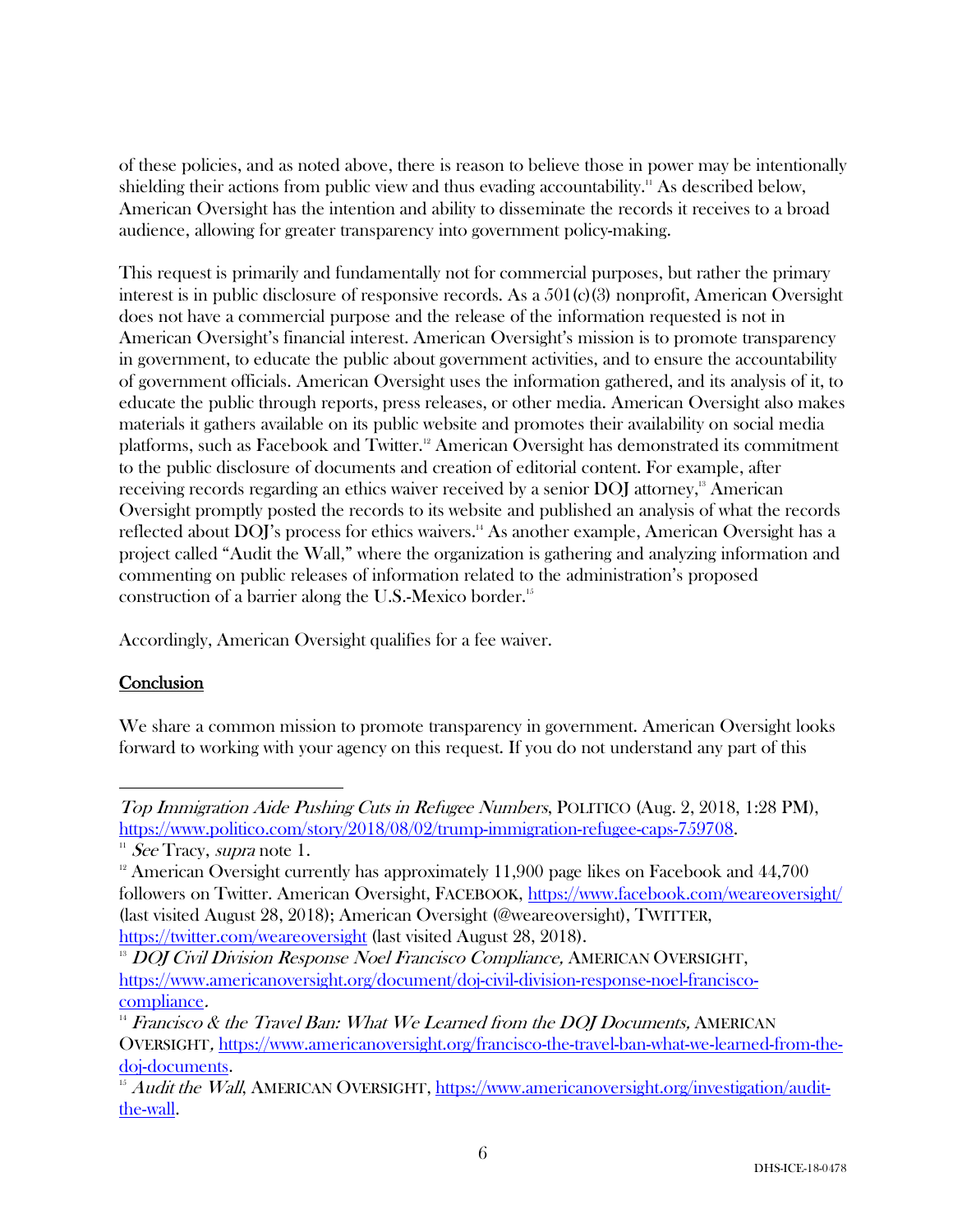of these policies, and as noted above, there is reason to believe those in power may be intentionally shielding their actions from public view and thus evading accountability.[11] As described below, American Oversight has the intention and ability to disseminate the records it receives to a broad audience, allowing for greater transparency into government policy-making.

This request is primarily and fundamentally not for commercial purposes, but rather the primary interest is in public disclosure of responsive records. As a 501(c)(3) nonprofit, American Oversight does not have a commercial purpose and the release of the information requested is not in American Oversight's financial interest. American Oversight's mission is to promote transparency in government, to educate the public about government activities, and to ensure the accountability of government officials. American Oversight uses the information gathered, and its analysis of it, to educate the public through reports, press releases, or other media. American Oversight also makes materials it gathers available on its public website and promotes their availability on social media platforms, such as Facebook and Twitter.[12] American Oversight has demonstrated its commitment to the public disclosure of documents and creation of editorial content. For example, after receiving records regarding an ethics waiver received by a senior DOJ attorney,[13] American Oversight promptly posted the records to its website and published an analysis of what the records reflected about DOJ's process for ethics waivers.[14] As another example, American Oversight has a project called "Audit the Wall," where the organization is gathering and analyzing information and commenting on public releases of information related to the administration's proposed construction of a barrier along the U.S.-Mexico border.[15]

Accordingly, American Oversight qualifies for a fee waiver.

## <u>Conclusion</u>

We share a common mission to promote transparency in government. American Oversight looks forward to working with your agency on this request. If you do not understand any part of this

---

*Top Immigration Aide Pushing Cuts in Refugee Numbers*, POLITICO (Aug. 2, 2018, 1:28 PM), https://www.politico.com/story/2018/08/02/trump-immigration-refugee-caps-759708.

[11] *See* Tracy, *supra* note 1.

[12] American Oversight currently has approximately 11,900 page likes on Facebook and 44,700 followers on Twitter. American Oversight, FACEBOOK, https://www.facebook.com/weareoversight/ (last visited August 28, 2018); American Oversight (@weareoversight), TWITTER, https://twitter.com/weareoversight (last visited August 28, 2018).

[13] *DOJ Civil Division Response Noel Francisco Compliance*, AMERICAN OVERSIGHT, https://www.americanoversight.org/document/doj-civil-division-response-noel-francisco-compliance.

[14] *Francisco & the Travel Ban: What We Learned from the DOJ Documents*, AMERICAN OVERSIGHT, https://www.americanoversight.org/francisco-the-travel-ban-what-we-learned-from-the-doj-documents.

[15] *Audit the Wall*, AMERICAN OVERSIGHT, https://www.americanoversight.org/investigation/audit-the-wall.

DHS-ICE-18-0478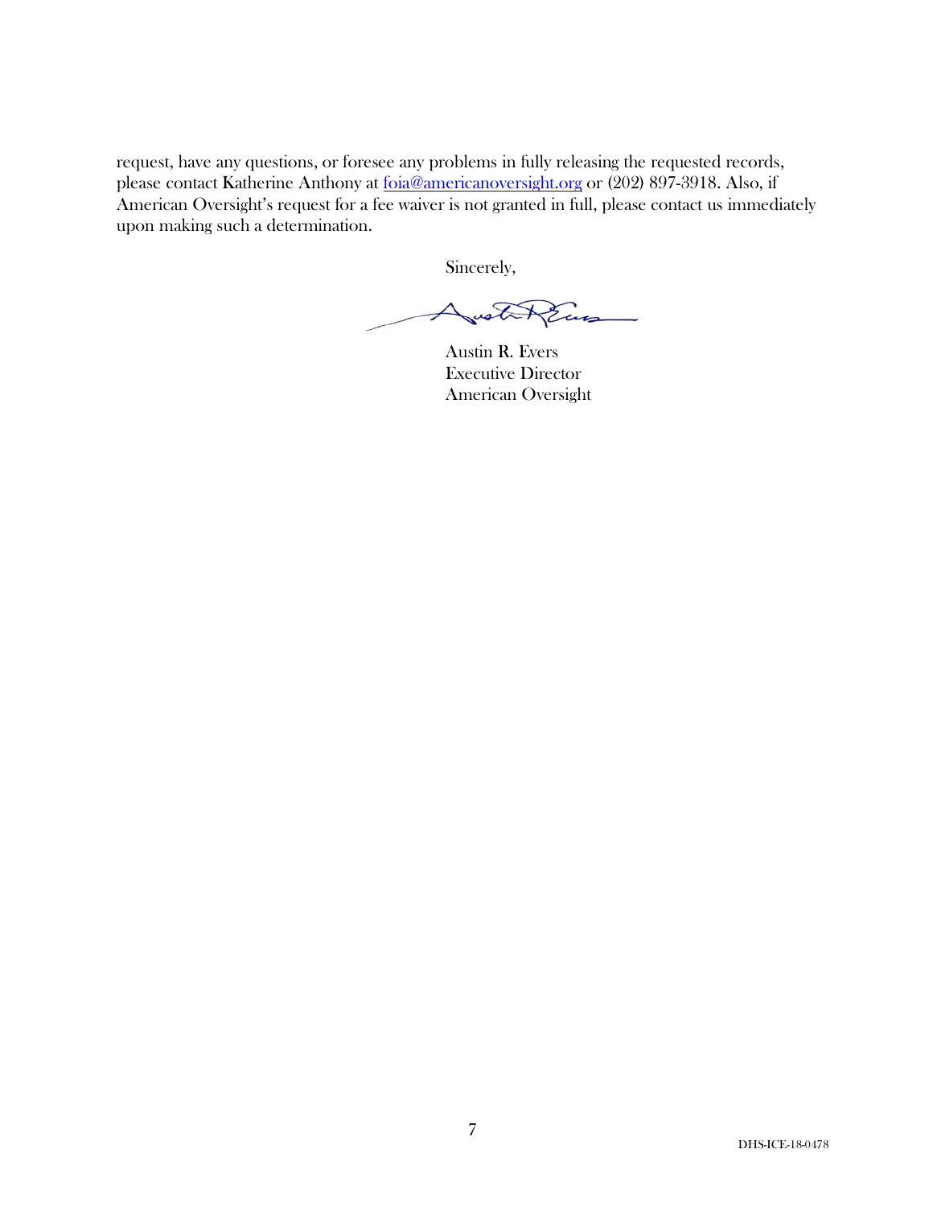request, have any questions, or foresee any problems in fully releasing the requested records, please contact Katherine Anthony at foia@americanoversight.org or (202) 897-3918. Also, if American Oversight's request for a fee waiver is not granted in full, please contact us immediately upon making such a determination.

Sincerely,

Austin R. Evers
Executive Director
American Oversight

DHS-ICE-18-0478